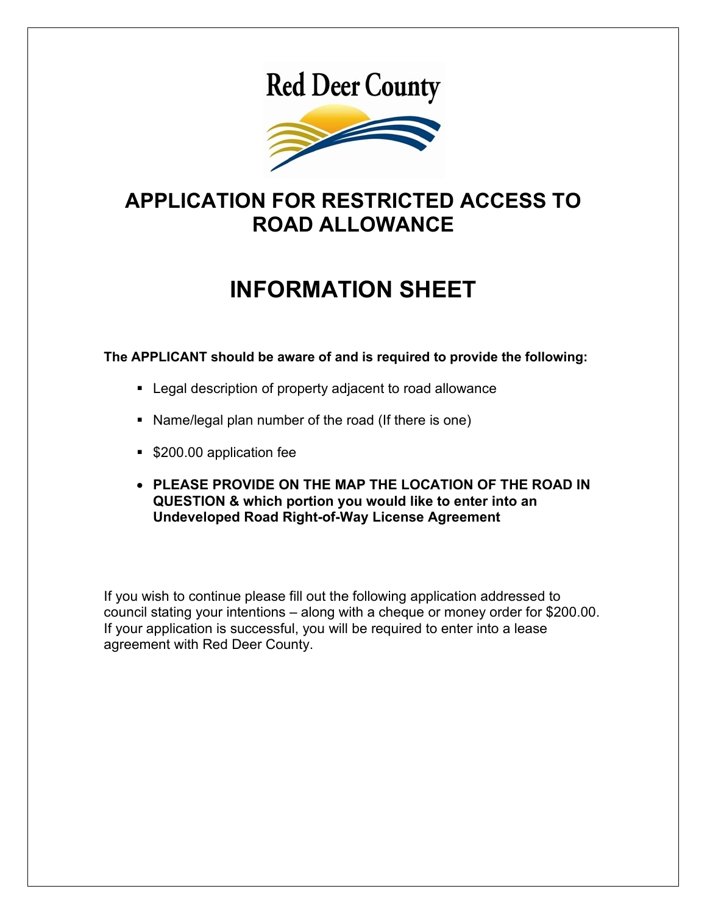Red Deer County

# APPLICATION FOR RESTRICTED ACCESS TO ROAD ALLOWANCE

# INFORMATION SHEET

**The APPLICANT should be aware of and is required to provide the following:**

- Legal description of property adjacent to road allowance
- Name/legal plan number of the road (If there is one)
- $200.00 application fee
- **PLEASE PROVIDE ON THE MAP THE LOCATION OF THE ROAD IN QUESTION & which portion you would like to enter into an Undeveloped Road Right-of-Way License Agreement**

If you wish to continue please fill out the following application addressed to council stating your intentions – along with a cheque or money order for $200.00. If your application is successful, you will be required to enter into a lease agreement with Red Deer County.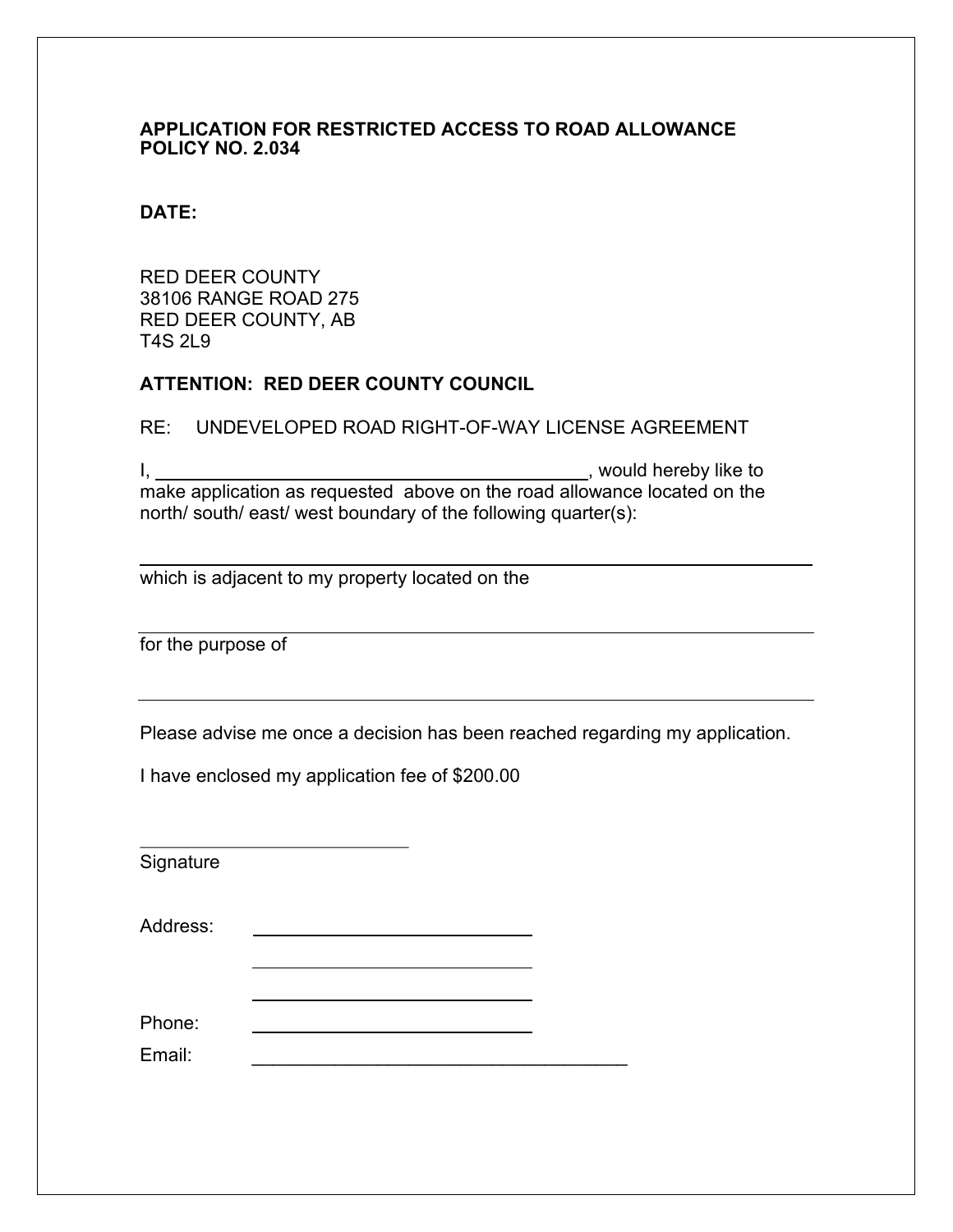**APPLICATION FOR RESTRICTED ACCESS TO ROAD ALLOWANCE**
**POLICY NO. 2.034**

**DATE:**

RED DEER COUNTY
38106 RANGE ROAD 275
RED DEER COUNTY, AB
T4S 2L9

**ATTENTION: RED DEER COUNTY COUNCIL**

RE: UNDEVELOPED ROAD RIGHT-OF-WAY LICENSE AGREEMENT

I, ____________________________________________, would hereby like to make application as requested above on the road allowance located on the north/ south/ east/ west boundary of the following quarter(s):

____________________________________________________________________

which is adjacent to my property located on the

____________________________________________________________________

for the purpose of

____________________________________________________________________

Please advise me once a decision has been reached regarding my application.

I have enclosed my application fee of $200.00

____________________________
Signature

Address: ______________________________

______________________________

______________________________

Phone: ______________________________

Email: ________________________________________